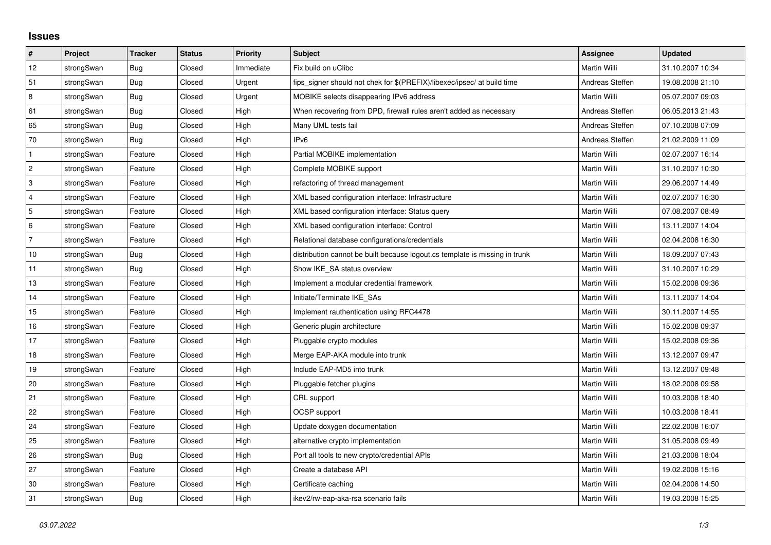## Issues

| # | Project | Tracker | Status | Priority | Subject | Assignee | Updated |
|---|---|---|---|---|---|---|---|
| 12 | strongSwan | Bug | Closed | Immediate | Fix build on uClibc | Martin Willi | 31.10.2007 10:34 |
| 51 | strongSwan | Bug | Closed | Urgent | fips_signer should not chek for $(PREFIX)/libexec/ipsec/ at build time | Andreas Steffen | 19.08.2008 21:10 |
| 8 | strongSwan | Bug | Closed | Urgent | MOBIKE selects disappearing IPv6 address | Martin Willi | 05.07.2007 09:03 |
| 61 | strongSwan | Bug | Closed | High | When recovering from DPD, firewall rules aren't added as necessary | Andreas Steffen | 06.05.2013 21:43 |
| 65 | strongSwan | Bug | Closed | High | Many UML tests fail | Andreas Steffen | 07.10.2008 07:09 |
| 70 | strongSwan | Bug | Closed | High | IPv6 | Andreas Steffen | 21.02.2009 11:09 |
| 1 | strongSwan | Feature | Closed | High | Partial MOBIKE implementation | Martin Willi | 02.07.2007 16:14 |
| 2 | strongSwan | Feature | Closed | High | Complete MOBIKE support | Martin Willi | 31.10.2007 10:30 |
| 3 | strongSwan | Feature | Closed | High | refactoring of thread management | Martin Willi | 29.06.2007 14:49 |
| 4 | strongSwan | Feature | Closed | High | XML based configuration interface: Infrastructure | Martin Willi | 02.07.2007 16:30 |
| 5 | strongSwan | Feature | Closed | High | XML based configuration interface: Status query | Martin Willi | 07.08.2007 08:49 |
| 6 | strongSwan | Feature | Closed | High | XML based configuration interface: Control | Martin Willi | 13.11.2007 14:04 |
| 7 | strongSwan | Feature | Closed | High | Relational database configurations/credentials | Martin Willi | 02.04.2008 16:30 |
| 10 | strongSwan | Bug | Closed | High | distribution cannot be built because logout.cs template is missing in trunk | Martin Willi | 18.09.2007 07:43 |
| 11 | strongSwan | Bug | Closed | High | Show IKE_SA status overview | Martin Willi | 31.10.2007 10:29 |
| 13 | strongSwan | Feature | Closed | High | Implement a modular credential framework | Martin Willi | 15.02.2008 09:36 |
| 14 | strongSwan | Feature | Closed | High | Initiate/Terminate IKE_SAs | Martin Willi | 13.11.2007 14:04 |
| 15 | strongSwan | Feature | Closed | High | Implement rauthentication using RFC4478 | Martin Willi | 30.11.2007 14:55 |
| 16 | strongSwan | Feature | Closed | High | Generic plugin architecture | Martin Willi | 15.02.2008 09:37 |
| 17 | strongSwan | Feature | Closed | High | Pluggable crypto modules | Martin Willi | 15.02.2008 09:36 |
| 18 | strongSwan | Feature | Closed | High | Merge EAP-AKA module into trunk | Martin Willi | 13.12.2007 09:47 |
| 19 | strongSwan | Feature | Closed | High | Include EAP-MD5 into trunk | Martin Willi | 13.12.2007 09:48 |
| 20 | strongSwan | Feature | Closed | High | Pluggable fetcher plugins | Martin Willi | 18.02.2008 09:58 |
| 21 | strongSwan | Feature | Closed | High | CRL support | Martin Willi | 10.03.2008 18:40 |
| 22 | strongSwan | Feature | Closed | High | OCSP support | Martin Willi | 10.03.2008 18:41 |
| 24 | strongSwan | Feature | Closed | High | Update doxygen documentation | Martin Willi | 22.02.2008 16:07 |
| 25 | strongSwan | Feature | Closed | High | alternative crypto implementation | Martin Willi | 31.05.2008 09:49 |
| 26 | strongSwan | Bug | Closed | High | Port all tools to new crypto/credential APIs | Martin Willi | 21.03.2008 18:04 |
| 27 | strongSwan | Feature | Closed | High | Create a database API | Martin Willi | 19.02.2008 15:16 |
| 30 | strongSwan | Feature | Closed | High | Certificate caching | Martin Willi | 02.04.2008 14:50 |
| 31 | strongSwan | Bug | Closed | High | ikev2/rw-eap-aka-rsa scenario fails | Martin Willi | 19.03.2008 15:25 |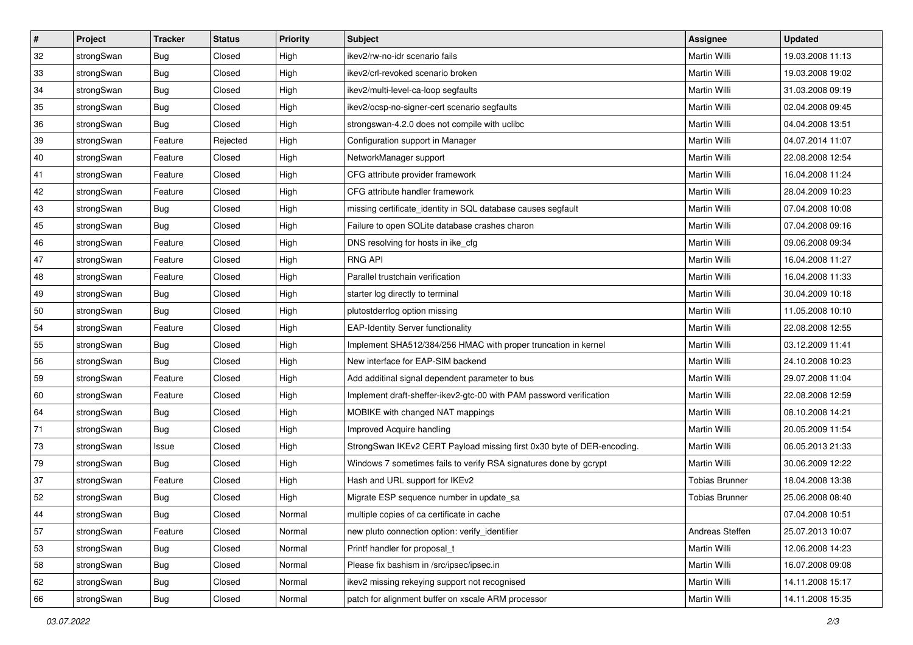| # | Project | Tracker | Status | Priority | Subject | Assignee | Updated |
|---|---|---|---|---|---|---|---|
| 32 | strongSwan | Bug | Closed | High | ikev2/rw-no-idr scenario fails | Martin Willi | 19.03.2008 11:13 |
| 33 | strongSwan | Bug | Closed | High | ikev2/crl-revoked scenario broken | Martin Willi | 19.03.2008 19:02 |
| 34 | strongSwan | Bug | Closed | High | ikev2/multi-level-ca-loop segfaults | Martin Willi | 31.03.2008 09:19 |
| 35 | strongSwan | Bug | Closed | High | ikev2/ocsp-no-signer-cert scenario segfaults | Martin Willi | 02.04.2008 09:45 |
| 36 | strongSwan | Bug | Closed | High | strongswan-4.2.0 does not compile with uclibc | Martin Willi | 04.04.2008 13:51 |
| 39 | strongSwan | Feature | Rejected | High | Configuration support in Manager | Martin Willi | 04.07.2014 11:07 |
| 40 | strongSwan | Feature | Closed | High | NetworkManager support | Martin Willi | 22.08.2008 12:54 |
| 41 | strongSwan | Feature | Closed | High | CFG attribute provider framework | Martin Willi | 16.04.2008 11:24 |
| 42 | strongSwan | Feature | Closed | High | CFG attribute handler framework | Martin Willi | 28.04.2009 10:23 |
| 43 | strongSwan | Bug | Closed | High | missing certificate_identity in SQL database causes segfault | Martin Willi | 07.04.2008 10:08 |
| 45 | strongSwan | Bug | Closed | High | Failure to open SQLite database crashes charon | Martin Willi | 07.04.2008 09:16 |
| 46 | strongSwan | Feature | Closed | High | DNS resolving for hosts in ike_cfg | Martin Willi | 09.06.2008 09:34 |
| 47 | strongSwan | Feature | Closed | High | RNG API | Martin Willi | 16.04.2008 11:27 |
| 48 | strongSwan | Feature | Closed | High | Parallel trustchain verification | Martin Willi | 16.04.2008 11:33 |
| 49 | strongSwan | Bug | Closed | High | starter log directly to terminal | Martin Willi | 30.04.2009 10:18 |
| 50 | strongSwan | Bug | Closed | High | plutostderrlog option missing | Martin Willi | 11.05.2008 10:10 |
| 54 | strongSwan | Feature | Closed | High | EAP-Identity Server functionality | Martin Willi | 22.08.2008 12:55 |
| 55 | strongSwan | Bug | Closed | High | Implement SHA512/384/256 HMAC with proper truncation in kernel | Martin Willi | 03.12.2009 11:41 |
| 56 | strongSwan | Bug | Closed | High | New interface for EAP-SIM backend | Martin Willi | 24.10.2008 10:23 |
| 59 | strongSwan | Feature | Closed | High | Add additinal signal dependent parameter to bus | Martin Willi | 29.07.2008 11:04 |
| 60 | strongSwan | Feature | Closed | High | Implement draft-sheffer-ikev2-gtc-00 with PAM password verification | Martin Willi | 22.08.2008 12:59 |
| 64 | strongSwan | Bug | Closed | High | MOBIKE with changed NAT mappings | Martin Willi | 08.10.2008 14:21 |
| 71 | strongSwan | Bug | Closed | High | Improved Acquire handling | Martin Willi | 20.05.2009 11:54 |
| 73 | strongSwan | Issue | Closed | High | StrongSwan IKEv2 CERT Payload missing first 0x30 byte of DER-encoding. | Martin Willi | 06.05.2013 21:33 |
| 79 | strongSwan | Bug | Closed | High | Windows 7 sometimes fails to verify RSA signatures done by gcrypt | Martin Willi | 30.06.2009 12:22 |
| 37 | strongSwan | Feature | Closed | High | Hash and URL support for IKEv2 | Tobias Brunner | 18.04.2008 13:38 |
| 52 | strongSwan | Bug | Closed | High | Migrate ESP sequence number in update_sa | Tobias Brunner | 25.06.2008 08:40 |
| 44 | strongSwan | Bug | Closed | Normal | multiple copies of ca certificate in cache | | 07.04.2008 10:51 |
| 57 | strongSwan | Feature | Closed | Normal | new pluto connection option: verify_identifier | Andreas Steffen | 25.07.2013 10:07 |
| 53 | strongSwan | Bug | Closed | Normal | Printf handler for proposal_t | Martin Willi | 12.06.2008 14:23 |
| 58 | strongSwan | Bug | Closed | Normal | Please fix bashism in /src/ipsec/ipsec.in | Martin Willi | 16.07.2008 09:08 |
| 62 | strongSwan | Bug | Closed | Normal | ikev2 missing rekeying support not recognised | Martin Willi | 14.11.2008 15:17 |
| 66 | strongSwan | Bug | Closed | Normal | patch for alignment buffer on xscale ARM processor | Martin Willi | 14.11.2008 15:35 |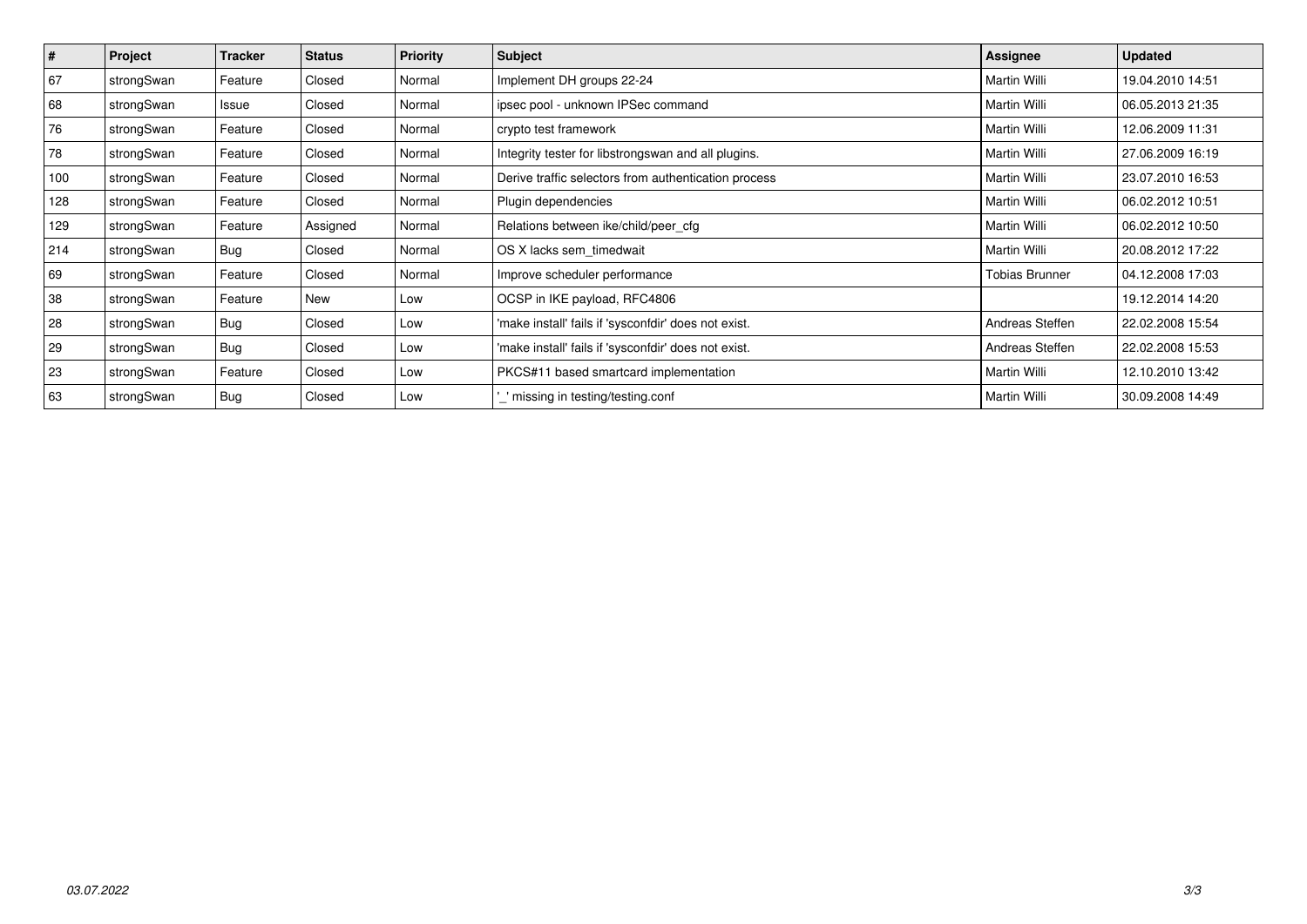| # | Project | Tracker | Status | Priority | Subject | Assignee | Updated |
|---|---|---|---|---|---|---|---|
| 67 | strongSwan | Feature | Closed | Normal | Implement DH groups 22-24 | Martin Willi | 19.04.2010 14:51 |
| 68 | strongSwan | Issue | Closed | Normal | ipsec pool - unknown IPSec command | Martin Willi | 06.05.2013 21:35 |
| 76 | strongSwan | Feature | Closed | Normal | crypto test framework | Martin Willi | 12.06.2009 11:31 |
| 78 | strongSwan | Feature | Closed | Normal | Integrity tester for libstrongswan and all plugins. | Martin Willi | 27.06.2009 16:19 |
| 100 | strongSwan | Feature | Closed | Normal | Derive traffic selectors from authentication process | Martin Willi | 23.07.2010 16:53 |
| 128 | strongSwan | Feature | Closed | Normal | Plugin dependencies | Martin Willi | 06.02.2012 10:51 |
| 129 | strongSwan | Feature | Assigned | Normal | Relations between ike/child/peer_cfg | Martin Willi | 06.02.2012 10:50 |
| 214 | strongSwan | Bug | Closed | Normal | OS X lacks sem_timedwait | Martin Willi | 20.08.2012 17:22 |
| 69 | strongSwan | Feature | Closed | Normal | Improve scheduler performance | Tobias Brunner | 04.12.2008 17:03 |
| 38 | strongSwan | Feature | New | Low | OCSP in IKE payload, RFC4806 | | 19.12.2014 14:20 |
| 28 | strongSwan | Bug | Closed | Low | 'make install' fails if 'sysconfdir' does not exist. | Andreas Steffen | 22.02.2008 15:54 |
| 29 | strongSwan | Bug | Closed | Low | 'make install' fails if 'sysconfdir' does not exist. | Andreas Steffen | 22.02.2008 15:53 |
| 23 | strongSwan | Feature | Closed | Low | PKCS#11 based smartcard implementation | Martin Willi | 12.10.2010 13:42 |
| 63 | strongSwan | Bug | Closed | Low | '_' missing in testing/testing.conf | Martin Willi | 30.09.2008 14:49 |